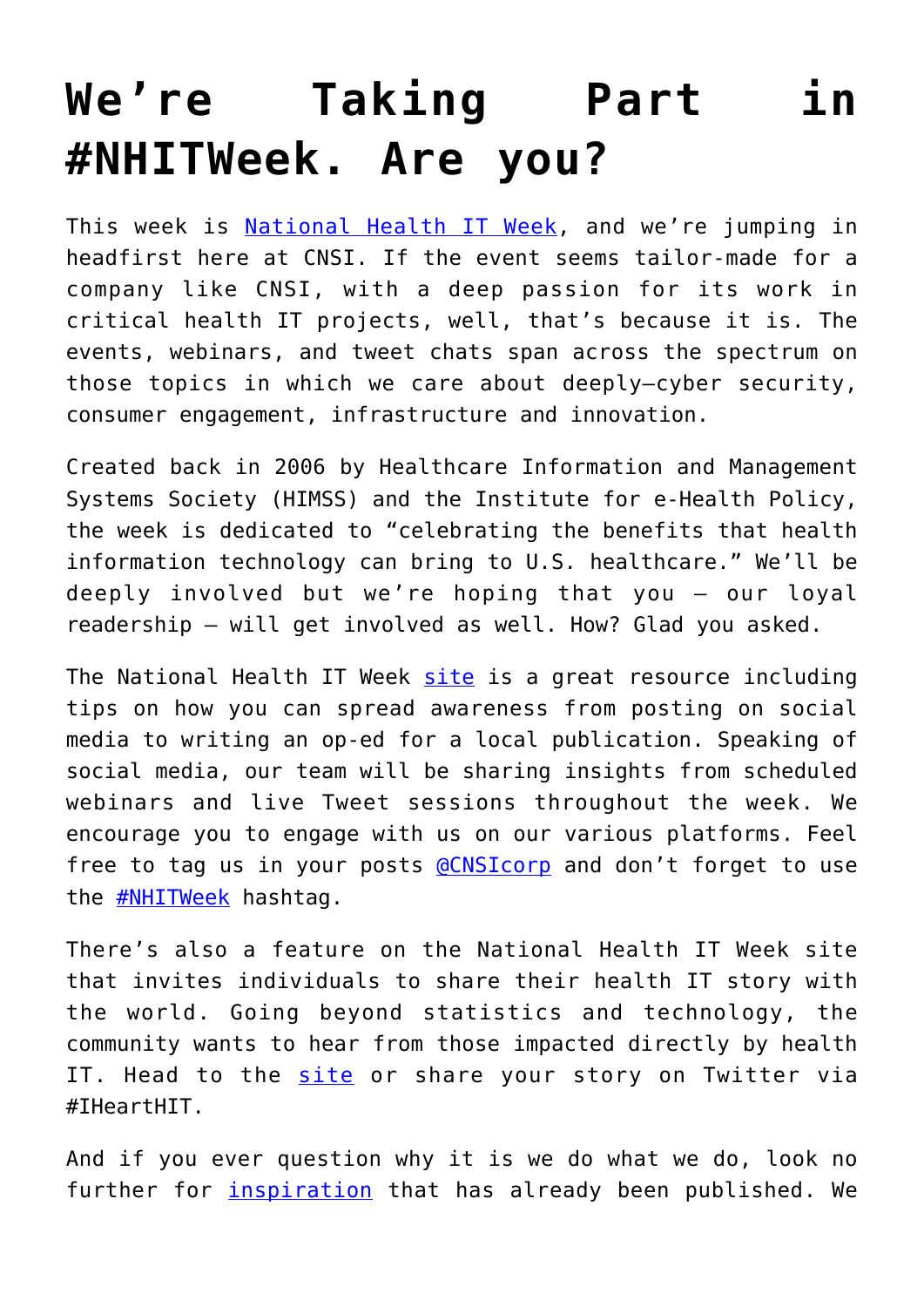# We're Taking Part in #NHITWeek. Are you?

This week is National Health IT Week, and we're jumping in headfirst here at CNSI. If the event seems tailor-made for a company like CNSI, with a deep passion for its work in critical health IT projects, well, that's because it is. The events, webinars, and tweet chats span across the spectrum on those topics in which we care about deeply—cyber security, consumer engagement, infrastructure and innovation.

Created back in 2006 by Healthcare Information and Management Systems Society (HIMSS) and the Institute for e-Health Policy, the week is dedicated to "celebrating the benefits that health information technology can bring to U.S. healthcare." We'll be deeply involved but we're hoping that you – our loyal readership – will get involved as well. How? Glad you asked.

The National Health IT Week site is a great resource including tips on how you can spread awareness from posting on social media to writing an op-ed for a local publication. Speaking of social media, our team will be sharing insights from scheduled webinars and live Tweet sessions throughout the week. We encourage you to engage with us on our various platforms. Feel free to tag us in your posts @CNSIcorp and don't forget to use the #NHITWeek hashtag.

There's also a feature on the National Health IT Week site that invites individuals to share their health IT story with the world. Going beyond statistics and technology, the community wants to hear from those impacted directly by health IT. Head to the site or share your story on Twitter via #IHeartHIT.

And if you ever question why it is we do what we do, look no further for inspiration that has already been published. We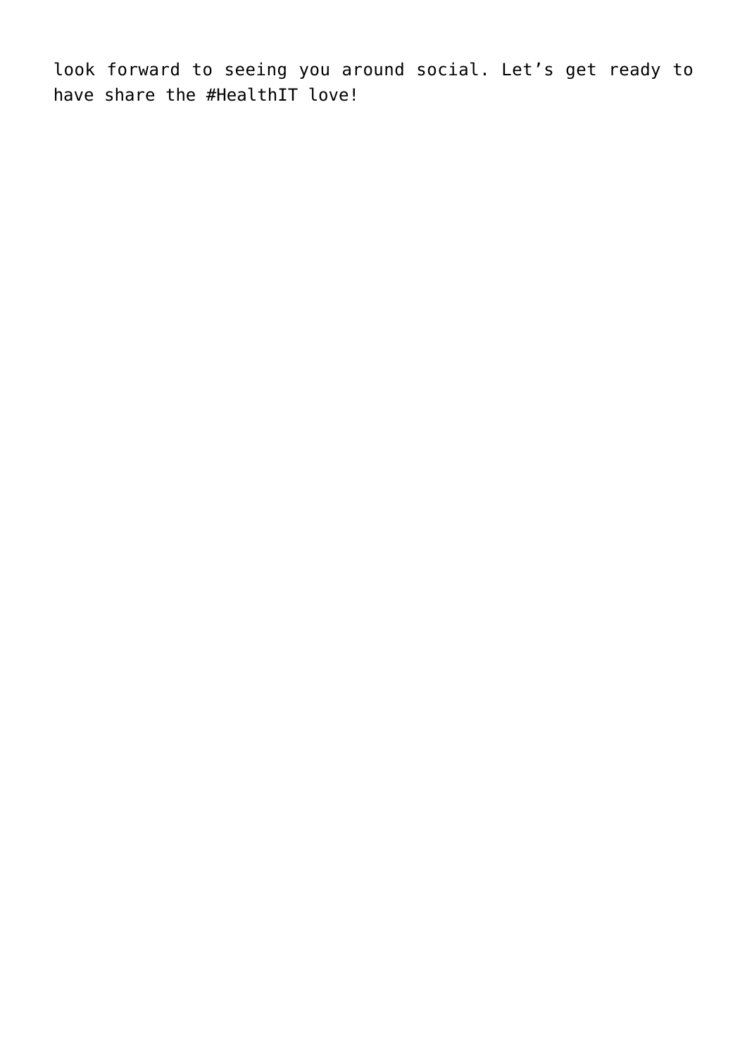look forward to seeing you around social. Let’s get ready to have share the #HealthIT love!